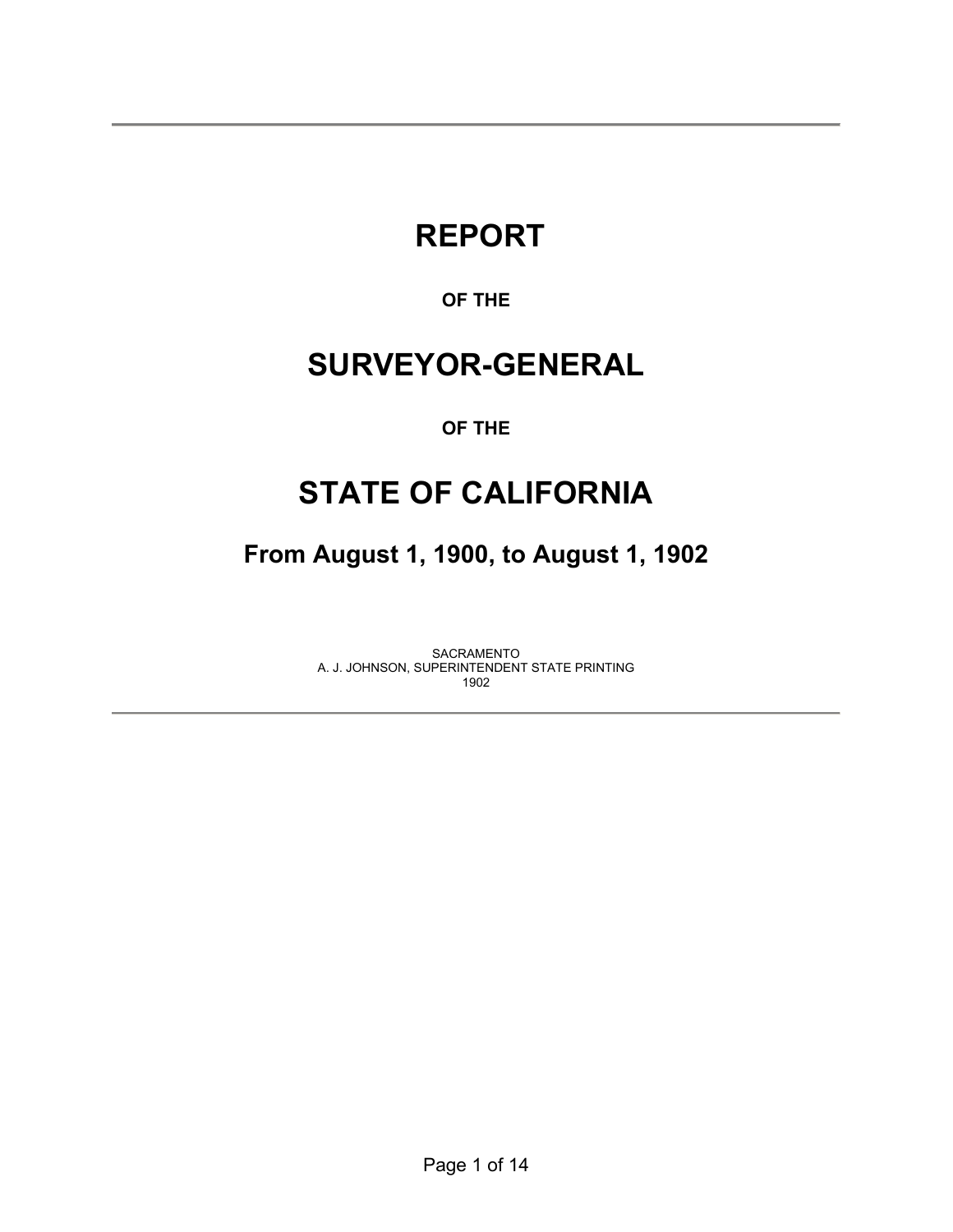# REPORT

**OF THE**

# SURVEYOR-GENERAL

**OF THE**

# STATE OF CALIFORNIA

## From August 1, 1900, to August 1, 1902

SACRAMENTO
A. J. JOHNSON, SUPERINTENDENT STATE PRINTING
1902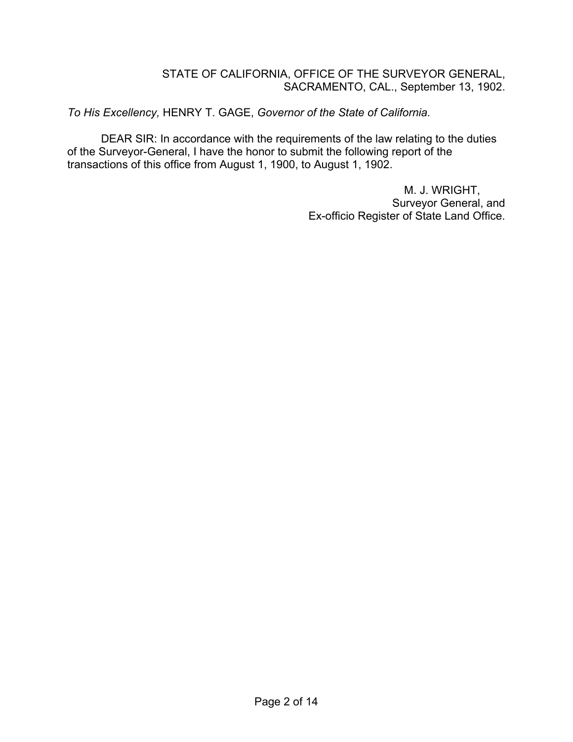STATE OF CALIFORNIA, OFFICE OF THE SURVEYOR GENERAL,
SACRAMENTO, CAL., September 13, 1902.

*To His Excellency,* HENRY T. GAGE, *Governor of the State of California.*

DEAR SIR: In accordance with the requirements of the law relating to the duties of the Surveyor-General, I have the honor to submit the following report of the transactions of this office from August 1, 1900, to August 1, 1902.

M. J. WRIGHT,
Surveyor General, and
Ex-officio Register of State Land Office.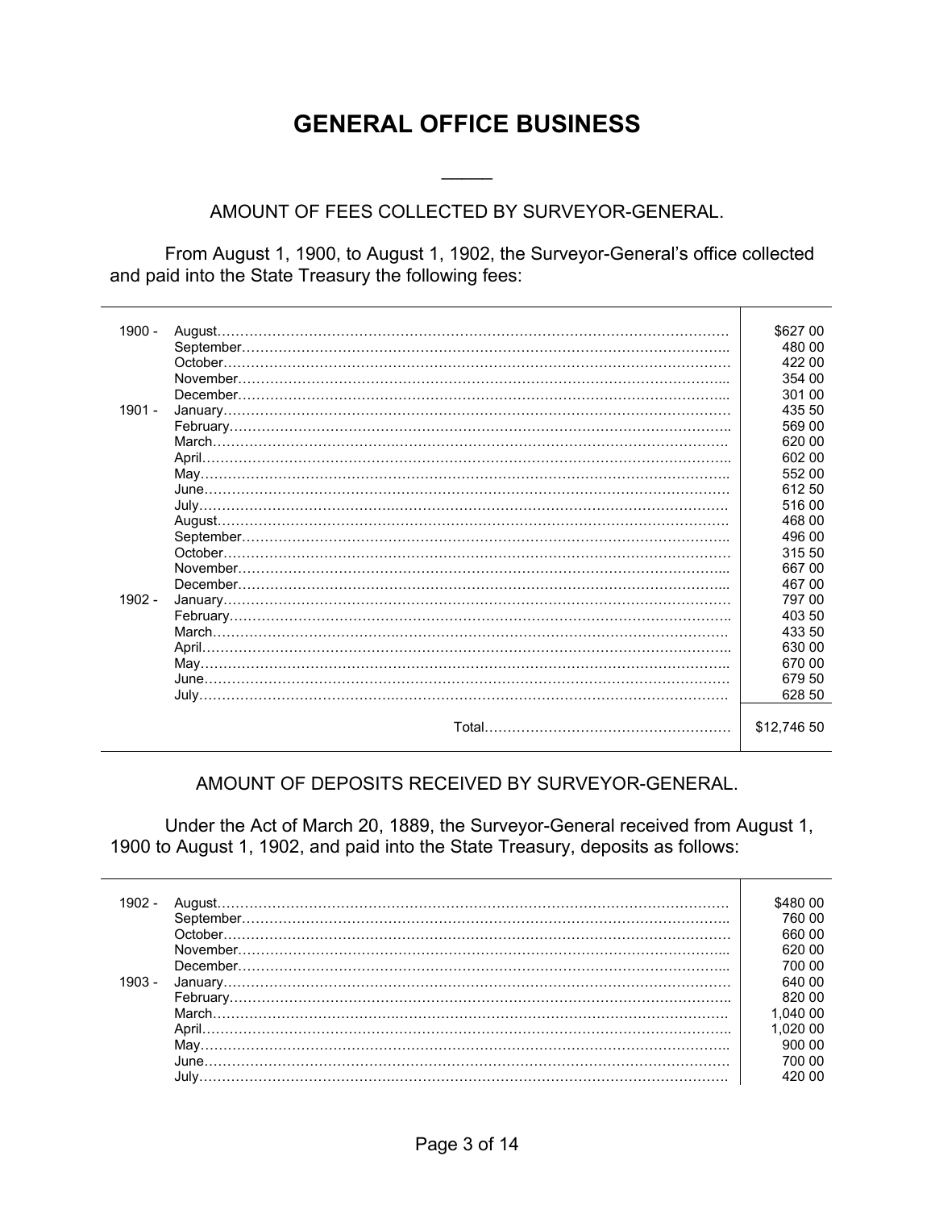# GENERAL OFFICE BUSINESS

## AMOUNT OF FEES COLLECTED BY SURVEYOR-GENERAL.

From August 1, 1900, to August 1, 1902, the Surveyor-General's office collected and paid into the State Treasury the following fees:

| Year | Month | Amount |
|---|---|---|
| 1900 - | August | $627 00 |
| | September | 480 00 |
| | October | 422 00 |
| | November | 354 00 |
| | December | 301 00 |
| 1901 - | January | 435 50 |
| | February | 569 00 |
| | March | 620 00 |
| | April | 602 00 |
| | May | 552 00 |
| | June | 612 50 |
| | July | 516 00 |
| | August | 468 00 |
| | September | 496 00 |
| | October | 315 50 |
| | November | 667 00 |
| | December | 467 00 |
| 1902 - | January | 797 00 |
| | February | 403 50 |
| | March | 433 50 |
| | April | 630 00 |
| | May | 670 00 |
| | June | 679 50 |
| | July | 628 50 |
| | Total | $12,746 50 |

## AMOUNT OF DEPOSITS RECEIVED BY SURVEYOR-GENERAL.

Under the Act of March 20, 1889, the Surveyor-General received from August 1, 1900 to August 1, 1902, and paid into the State Treasury, deposits as follows:

| Year | Month | Amount |
|---|---|---|
| 1902 - | August | $480 00 |
| | September | 760 00 |
| | October | 660 00 |
| | November | 620 00 |
| | December | 700 00 |
| 1903 - | January | 640 00 |
| | February | 820 00 |
| | March | 1,040 00 |
| | April | 1,020 00 |
| | May | 900 00 |
| | June | 700 00 |
| | July | 420 00 |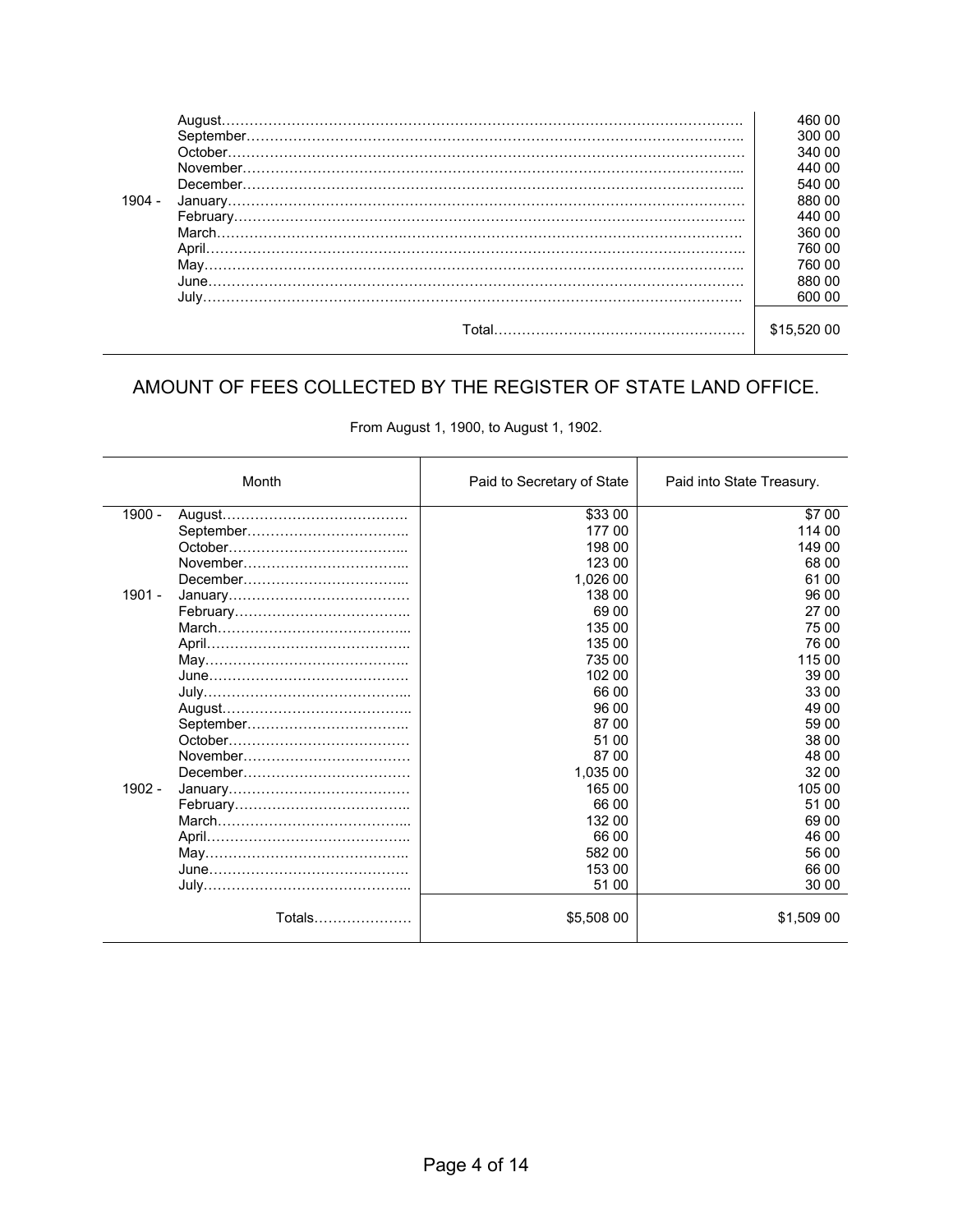| | | |
|---|---|---|
| | August | 460 00 |
| | September | 300 00 |
| | October | 340 00 |
| | November | 440 00 |
| | December | 540 00 |
| 1904 - | January | 880 00 |
| | February | 440 00 |
| | March | 360 00 |
| | April | 760 00 |
| | May | 760 00 |
| | June | 880 00 |
| | July | 600 00 |
| | Total | $15,520 00 |

## AMOUNT OF FEES COLLECTED BY THE REGISTER OF STATE LAND OFFICE.

From August 1, 1900, to August 1, 1902.

| Month | | Paid to Secretary of State | Paid into State Treasury. |
|---|---|---|---|
| 1900 - | August | $33 00 | $7 00 |
| | September | 177 00 | 114 00 |
| | October | 198 00 | 149 00 |
| | November | 123 00 | 68 00 |
| | December | 1,026 00 | 61 00 |
| 1901 - | January | 138 00 | 96 00 |
| | February | 69 00 | 27 00 |
| | March | 135 00 | 75 00 |
| | April | 135 00 | 76 00 |
| | May | 735 00 | 115 00 |
| | June | 102 00 | 39 00 |
| | July | 66 00 | 33 00 |
| | August | 96 00 | 49 00 |
| | September | 87 00 | 59 00 |
| | October | 51 00 | 38 00 |
| | November | 87 00 | 48 00 |
| | December | 1,035 00 | 32 00 |
| 1902 - | January | 165 00 | 105 00 |
| | February | 66 00 | 51 00 |
| | March | 132 00 | 69 00 |
| | April | 66 00 | 46 00 |
| | May | 582 00 | 56 00 |
| | June | 153 00 | 66 00 |
| | July | 51 00 | 30 00 |
| | Totals | $5,508 00 | $1,509 00 |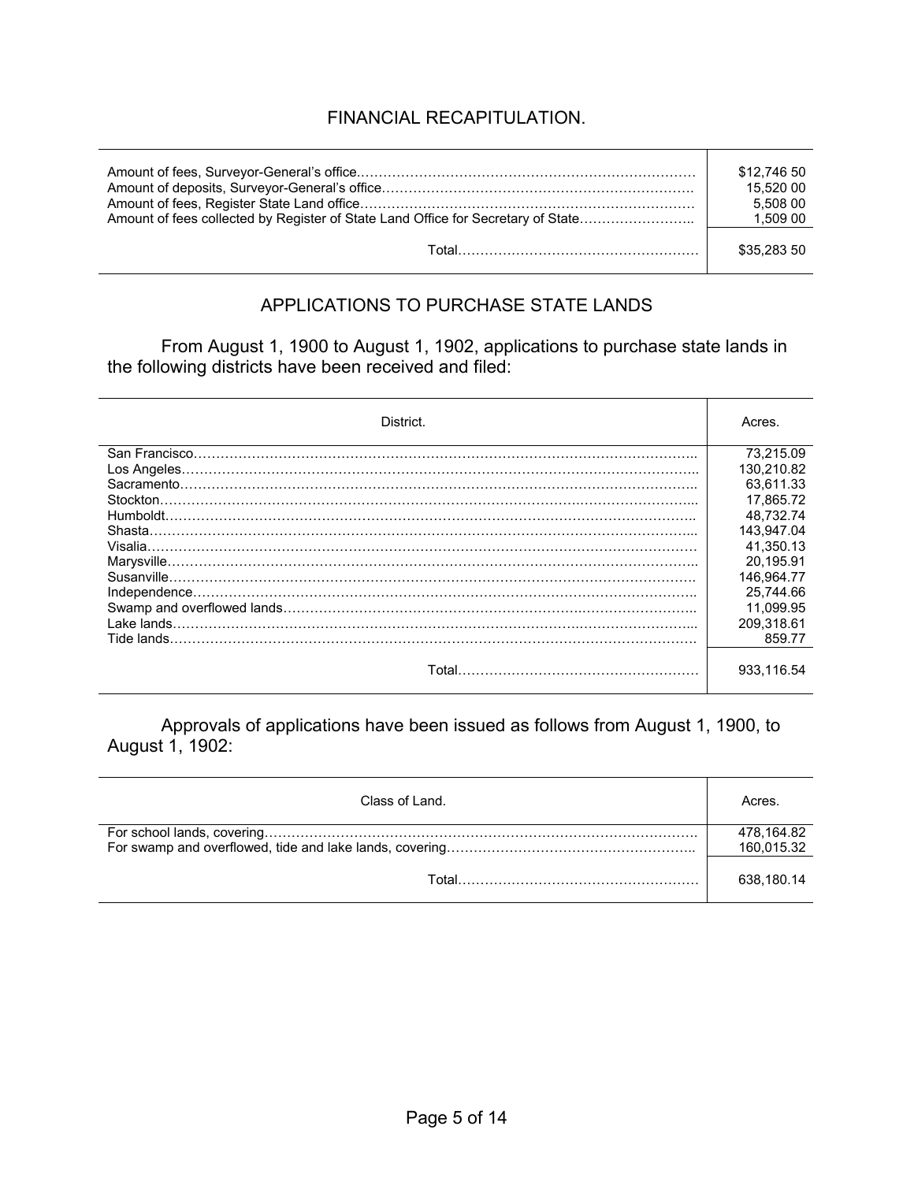## FINANCIAL RECAPITULATION.

| | |
|---|---|
| Amount of fees, Surveyor-General's office | $12,746 50 |
| Amount of deposits, Surveyor-General's office | 15,520 00 |
| Amount of fees, Register State Land office | 5,508 00 |
| Amount of fees collected by Register of State Land Office for Secretary of State | 1,509 00 |
| Total | $35,283 50 |

## APPLICATIONS TO PURCHASE STATE LANDS

From August 1, 1900 to August 1, 1902, applications to purchase state lands in the following districts have been received and filed:

| District. | Acres. |
|---|---|
| San Francisco | 73,215.09 |
| Los Angeles | 130,210.82 |
| Sacramento | 63,611.33 |
| Stockton | 17,865.72 |
| Humboldt | 48,732.74 |
| Shasta | 143,947.04 |
| Visalia | 41,350.13 |
| Marysville | 20,195.91 |
| Susanville | 146,964.77 |
| Independence | 25,744.66 |
| Swamp and overflowed lands | 11,099.95 |
| Lake lands | 209,318.61 |
| Tide lands | 859.77 |
| Total | 933,116.54 |

Approvals of applications have been issued as follows from August 1, 1900, to August 1, 1902:

| Class of Land. | Acres. |
|---|---|
| For school lands, covering | 478,164.82 |
| For swamp and overflowed, tide and lake lands, covering | 160,015.32 |
| Total | 638,180.14 |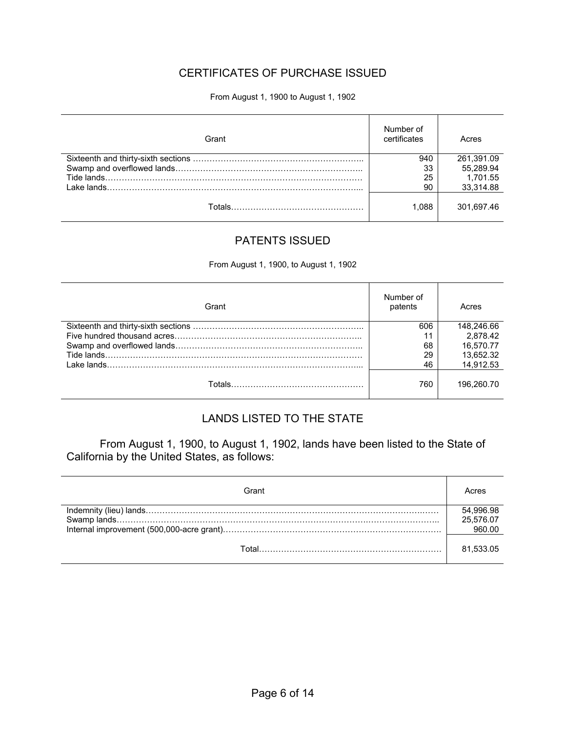## CERTIFICATES OF PURCHASE ISSUED

From August 1, 1900 to August 1, 1902

| Grant | Number of certificates | Acres |
|---|---|---|
| Sixteenth and thirty-sixth sections | 940 | 261,391.09 |
| Swamp and overflowed lands | 33 | 55,289.94 |
| Tide lands | 25 | 1,701.55 |
| Lake lands | 90 | 33,314.88 |
| Totals | 1,088 | 301,697.46 |

## PATENTS ISSUED

From August 1, 1900, to August 1, 1902

| Grant | Number of patents | Acres |
|---|---|---|
| Sixteenth and thirty-sixth sections | 606 | 148,246.66 |
| Five hundred thousand acres | 11 | 2,878.42 |
| Swamp and overflowed lands | 68 | 16,570.77 |
| Tide lands | 29 | 13,652.32 |
| Lake lands | 46 | 14,912.53 |
| Totals | 760 | 196,260.70 |

## LANDS LISTED TO THE STATE

From August 1, 1900, to August 1, 1902, lands have been listed to the State of California by the United States, as follows:

| Grant | Acres |
|---|---|
| Indemnity (lieu) lands | 54,996.98 |
| Swamp lands | 25,576.07 |
| Internal improvement (500,000-acre grant) | 960.00 |
| Total | 81,533.05 |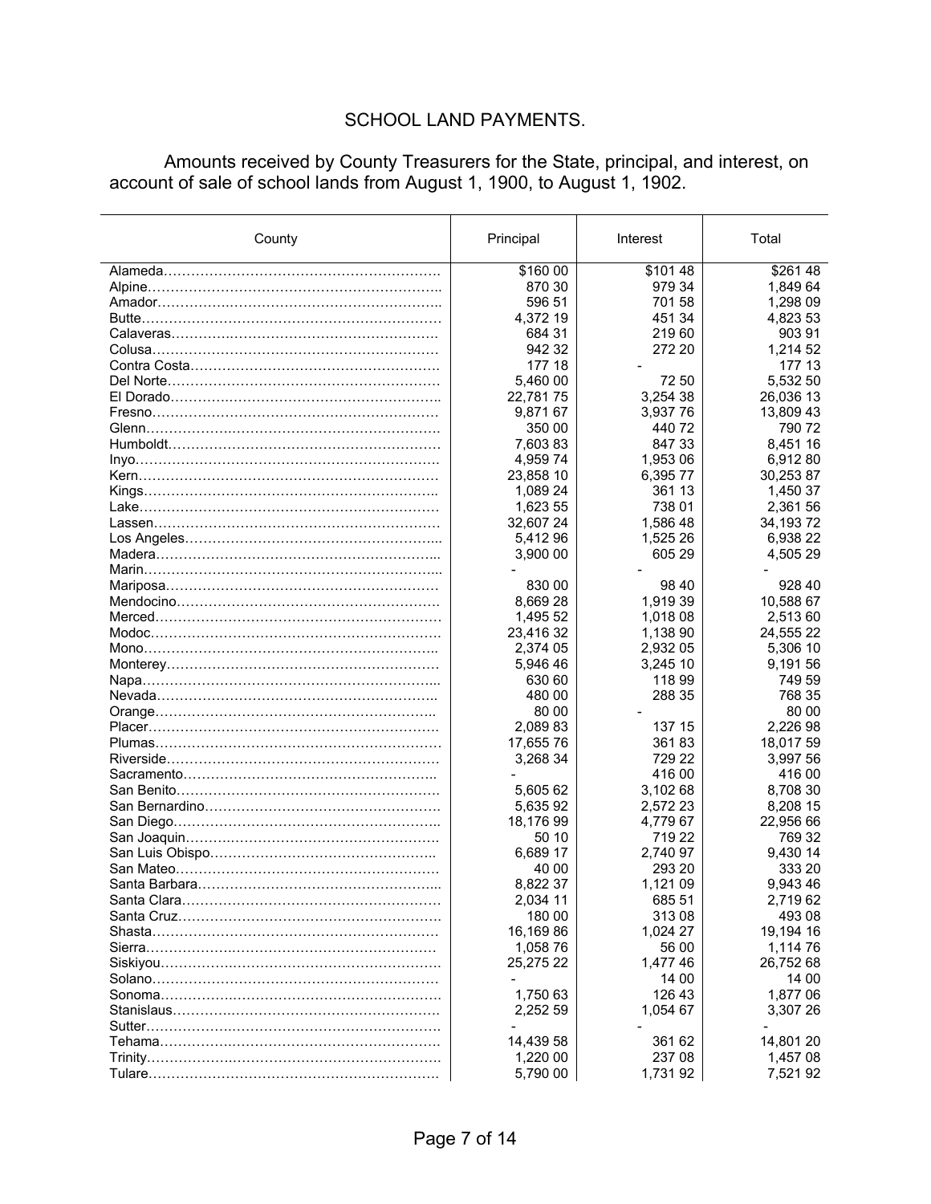# SCHOOL LAND PAYMENTS.

Amounts received by County Treasurers for the State, principal, and interest, on account of sale of school lands from August 1, 1900, to August 1, 1902.

| County | Principal | Interest | Total |
|---|---|---|---|
| Alameda………………………………………………… | $160 00 | $101 48 | $261 48 |
| Alpine………………………………………………… | 870 30 | 979 34 | 1,849 64 |
| Amador………………………………………………… | 596 51 | 701 58 | 1,298 09 |
| Butte………………………………………………… | 4,372 19 | 451 34 | 4,823 53 |
| Calaveras………………………………………………… | 684 31 | 219 60 | 903 91 |
| Colusa………………………………………………… | 942 32 | 272 20 | 1,214 52 |
| Contra Costa………………………………………………… | 177 18 | - | 177 13 |
| Del Norte………………………………………………… | 5,460 00 | 72 50 | 5,532 50 |
| El Dorado………………………………………………… | 22,781 75 | 3,254 38 | 26,036 13 |
| Fresno………………………………………………… | 9,871 67 | 3,937 76 | 13,809 43 |
| Glenn………………………………………………… | 350 00 | 440 72 | 790 72 |
| Humboldt………………………………………………… | 7,603 83 | 847 33 | 8,451 16 |
| Inyo………………………………………………… | 4,959 74 | 1,953 06 | 6,912 80 |
| Kern………………………………………………… | 23,858 10 | 6,395 77 | 30,253 87 |
| Kings………………………………………………… | 1,089 24 | 361 13 | 1,450 37 |
| Lake………………………………………………… | 1,623 55 | 738 01 | 2,361 56 |
| Lassen………………………………………………… | 32,607 24 | 1,586 48 | 34,193 72 |
| Los Angeles………………………………………………… | 5,412 96 | 1,525 26 | 6,938 22 |
| Madera………………………………………………… | 3,900 00 | 605 29 | 4,505 29 |
| Marin………………………………………………… | - | - | - |
| Mariposa………………………………………………… | 830 00 | 98 40 | 928 40 |
| Mendocino………………………………………………… | 8,669 28 | 1,919 39 | 10,588 67 |
| Merced………………………………………………… | 1,495 52 | 1,018 08 | 2,513 60 |
| Modoc………………………………………………… | 23,416 32 | 1,138 90 | 24,555 22 |
| Mono………………………………………………… | 2,374 05 | 2,932 05 | 5,306 10 |
| Monterey………………………………………………… | 5,946 46 | 3,245 10 | 9,191 56 |
| Napa………………………………………………… | 630 60 | 118 99 | 749 59 |
| Nevada………………………………………………… | 480 00 | 288 35 | 768 35 |
| Orange………………………………………………… | 80 00 | - | 80 00 |
| Placer………………………………………………… | 2,089 83 | 137 15 | 2,226 98 |
| Plumas………………………………………………… | 17,655 76 | 361 83 | 18,017 59 |
| Riverside………………………………………………… | 3,268 34 | 729 22 | 3,997 56 |
| Sacramento………………………………………………… | - | 416 00 | 416 00 |
| San Benito………………………………………………… | 5,605 62 | 3,102 68 | 8,708 30 |
| San Bernardino………………………………………………… | 5,635 92 | 2,572 23 | 8,208 15 |
| San Diego………………………………………………… | 18,176 99 | 4,779 67 | 22,956 66 |
| San Joaquin………………………………………………… | 50 10 | 719 22 | 769 32 |
| San Luis Obispo………………………………………………… | 6,689 17 | 2,740 97 | 9,430 14 |
| San Mateo………………………………………………… | 40 00 | 293 20 | 333 20 |
| Santa Barbara………………………………………………… | 8,822 37 | 1,121 09 | 9,943 46 |
| Santa Clara………………………………………………… | 2,034 11 | 685 51 | 2,719 62 |
| Santa Cruz………………………………………………… | 180 00 | 313 08 | 493 08 |
| Shasta………………………………………………… | 16,169 86 | 1,024 27 | 19,194 16 |
| Sierra………………………………………………… | 1,058 76 | 56 00 | 1,114 76 |
| Siskiyou………………………………………………… | 25,275 22 | 1,477 46 | 26,752 68 |
| Solano………………………………………………… | - | 14 00 | 14 00 |
| Sonoma………………………………………………… | 1,750 63 | 126 43 | 1,877 06 |
| Stanislaus………………………………………………… | 2,252 59 | 1,054 67 | 3,307 26 |
| Sutter………………………………………………… | - | - | - |
| Tehama………………………………………………… | 14,439 58 | 361 62 | 14,801 20 |
| Trinity………………………………………………… | 1,220 00 | 237 08 | 1,457 08 |
| Tulare………………………………………………… | 5,790 00 | 1,731 92 | 7,521 92 |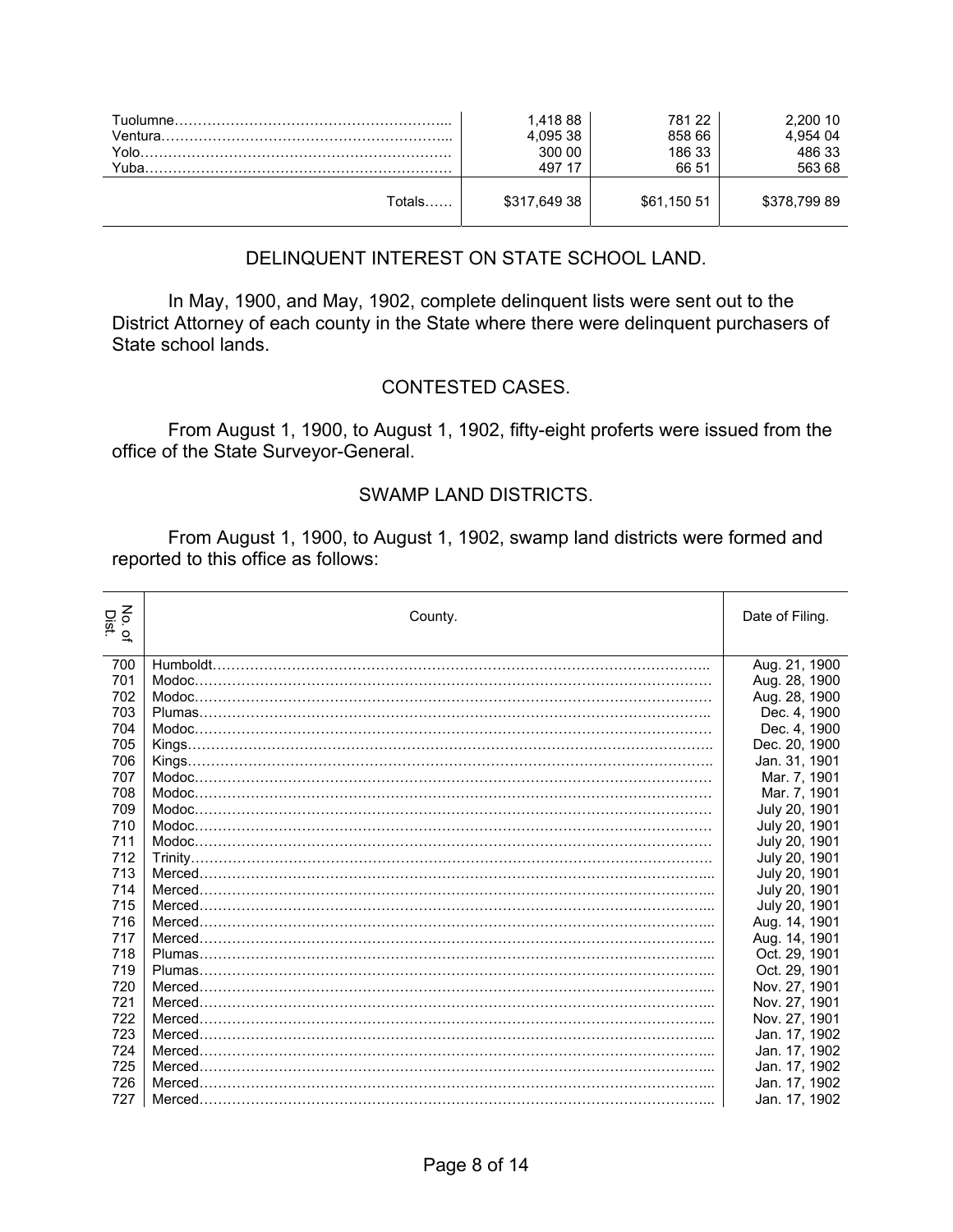| | | | |
|---|---|---|---|
| Tuolumne………………………………………………….. | 1,418 88 | 781 22 | 2,200 10 |
| Ventura…………………………………………………….. | 4,095 38 | 858 66 | 4,954 04 |
| Yolo…………………………………………………………. | 300 00 | 186 33 | 486 33 |
| Yuba…………………………………………………………. | 497 17 | 66 51 | 563 68 |
| Totals…… | $317,649 38 | $61,150 51 | $378,799 89 |

## DELINQUENT INTEREST ON STATE SCHOOL LAND.

In May, 1900, and May, 1902, complete delinquent lists were sent out to the District Attorney of each county in the State where there were delinquent purchasers of State school lands.

## CONTESTED CASES.

From August 1, 1900, to August 1, 1902, fifty-eight proferts were issued from the office of the State Surveyor-General.

## SWAMP LAND DISTRICTS.

From August 1, 1900, to August 1, 1902, swamp land districts were formed and reported to this office as follows:

| No. of Dist. | County. | Date of Filing. |
|---|---|---|
| 700 | Humboldt……………………………………………………………………………………………….. | Aug. 21, 1900 |
| 701 | Modoc………………………………………………………………………………………………… | Aug. 28, 1900 |
| 702 | Modoc………………………………………………………………………………………………… | Aug. 28, 1900 |
| 703 | Plumas……………………………………………………………………………………………….. | Dec. 4, 1900 |
| 704 | Modoc………………………………………………………………………………………………… | Dec. 4, 1900 |
| 705 | Kings………………………………………………………………………………………………….. | Dec. 20, 1900 |
| 706 | Kings………………………………………………………………………………………………….. | Jan. 31, 1901 |
| 707 | Modoc………………………………………………………………………………………………… | Mar. 7, 1901 |
| 708 | Modoc………………………………………………………………………………………………… | Mar. 7, 1901 |
| 709 | Modoc………………………………………………………………………………………………… | July 20, 1901 |
| 710 | Modoc………………………………………………………………………………………………… | July 20, 1901 |
| 711 | Modoc………………………………………………………………………………………………… | July 20, 1901 |
| 712 | Trinity…………………………………………………………………………………………………. | July 20, 1901 |
| 713 | Merced……………………………………………………………………………………………….. | July 20, 1901 |
| 714 | Merced……………………………………………………………………………………………….. | July 20, 1901 |
| 715 | Merced……………………………………………………………………………………………….. | July 20, 1901 |
| 716 | Merced……………………………………………………………………………………………….. | Aug. 14, 1901 |
| 717 | Merced……………………………………………………………………………………………….. | Aug. 14, 1901 |
| 718 | Plumas……………………………………………………………………………………………….. | Oct. 29, 1901 |
| 719 | Plumas……………………………………………………………………………………………….. | Oct. 29, 1901 |
| 720 | Merced……………………………………………………………………………………………….. | Nov. 27, 1901 |
| 721 | Merced……………………………………………………………………………………………….. | Nov. 27, 1901 |
| 722 | Merced……………………………………………………………………………………………….. | Nov. 27, 1901 |
| 723 | Merced……………………………………………………………………………………………….. | Jan. 17, 1902 |
| 724 | Merced……………………………………………………………………………………………….. | Jan. 17, 1902 |
| 725 | Merced……………………………………………………………………………………………….. | Jan. 17, 1902 |
| 726 | Merced……………………………………………………………………………………………….. | Jan. 17, 1902 |
| 727 | Merced……………………………………………………………………………………………….. | Jan. 17, 1902 |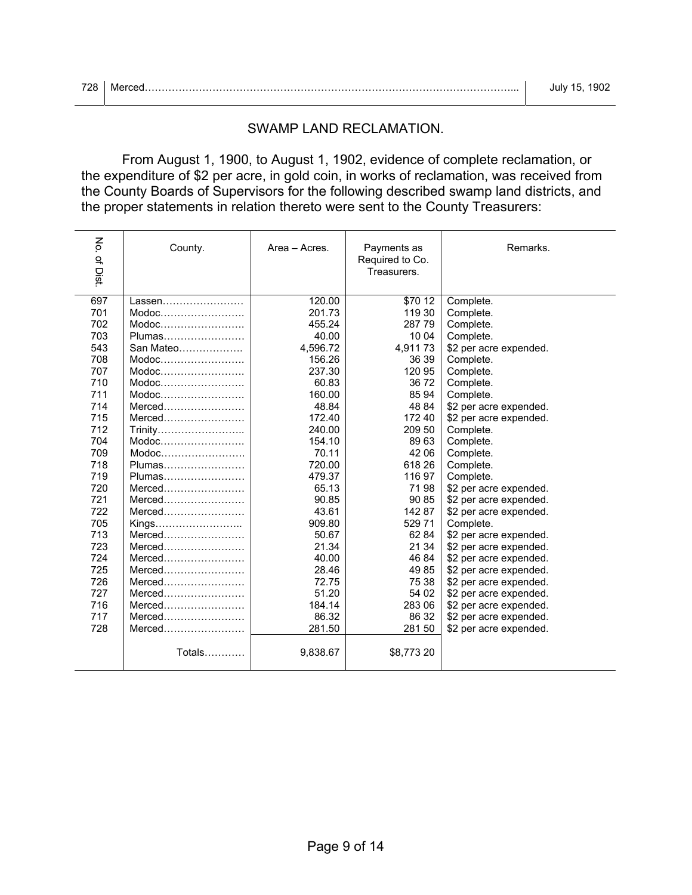| 728 | Merced………………………………………………………………………………………………... | July 15, 1902 |
|---|---|---|

## SWAMP LAND RECLAMATION.

From August 1, 1900, to August 1, 1902, evidence of complete reclamation, or the expenditure of $2 per acre, in gold coin, in works of reclamation, was received from the County Boards of Supervisors for the following described swamp land districts, and the proper statements in relation thereto were sent to the County Treasurers:

| No. of Dist. | County. | Area – Acres. | Payments as Required to Co. Treasurers. | Remarks. |
|---|---|---|---|---|
| 697 | Lassen…………………… | 120.00 | $70 12 | Complete. |
| 701 | Modoc……………………. | 201.73 | 119 30 | Complete. |
| 702 | Modoc……………………. | 455.24 | 287 79 | Complete. |
| 703 | Plumas…………………… | 40.00 | 10 04 | Complete. |
| 543 | San Mateo………………. | 4,596.72 | 4,911 73 | $2 per acre expended. |
| 708 | Modoc……………………. | 156.26 | 36 39 | Complete. |
| 707 | Modoc……………………. | 237.30 | 120 95 | Complete. |
| 710 | Modoc……………………. | 60.83 | 36 72 | Complete. |
| 711 | Modoc……………………. | 160.00 | 85 94 | Complete. |
| 714 | Merced…………………… | 48.84 | 48 84 | $2 per acre expended. |
| 715 | Merced…………………… | 172.40 | 172 40 | $2 per acre expended. |
| 712 | Trinity…………………….. | 240.00 | 209 50 | Complete. |
| 704 | Modoc……………………. | 154.10 | 89 63 | Complete. |
| 709 | Modoc……………………. | 70.11 | 42 06 | Complete. |
| 718 | Plumas…………………… | 720.00 | 618 26 | Complete. |
| 719 | Plumas…………………… | 479.37 | 116 97 | Complete. |
| 720 | Merced…………………… | 65.13 | 71 98 | $2 per acre expended. |
| 721 | Merced…………………… | 90.85 | 90 85 | $2 per acre expended. |
| 722 | Merced…………………… | 43.61 | 142 87 | $2 per acre expended. |
| 705 | Kings…………………….. | 909.80 | 529 71 | Complete. |
| 713 | Merced…………………… | 50.67 | 62 84 | $2 per acre expended. |
| 723 | Merced…………………… | 21.34 | 21 34 | $2 per acre expended. |
| 724 | Merced…………………… | 40.00 | 46 84 | $2 per acre expended. |
| 725 | Merced…………………… | 28.46 | 49 85 | $2 per acre expended. |
| 726 | Merced…………………… | 72.75 | 75 38 | $2 per acre expended. |
| 727 | Merced…………………… | 51.20 | 54 02 | $2 per acre expended. |
| 716 | Merced…………………… | 184.14 | 283 06 | $2 per acre expended. |
| 717 | Merced…………………… | 86.32 | 86 32 | $2 per acre expended. |
| 728 | Merced…………………… | 281.50 | 281 50 | $2 per acre expended. |
| | Totals………… | 9,838.67 | $8,773 20 | |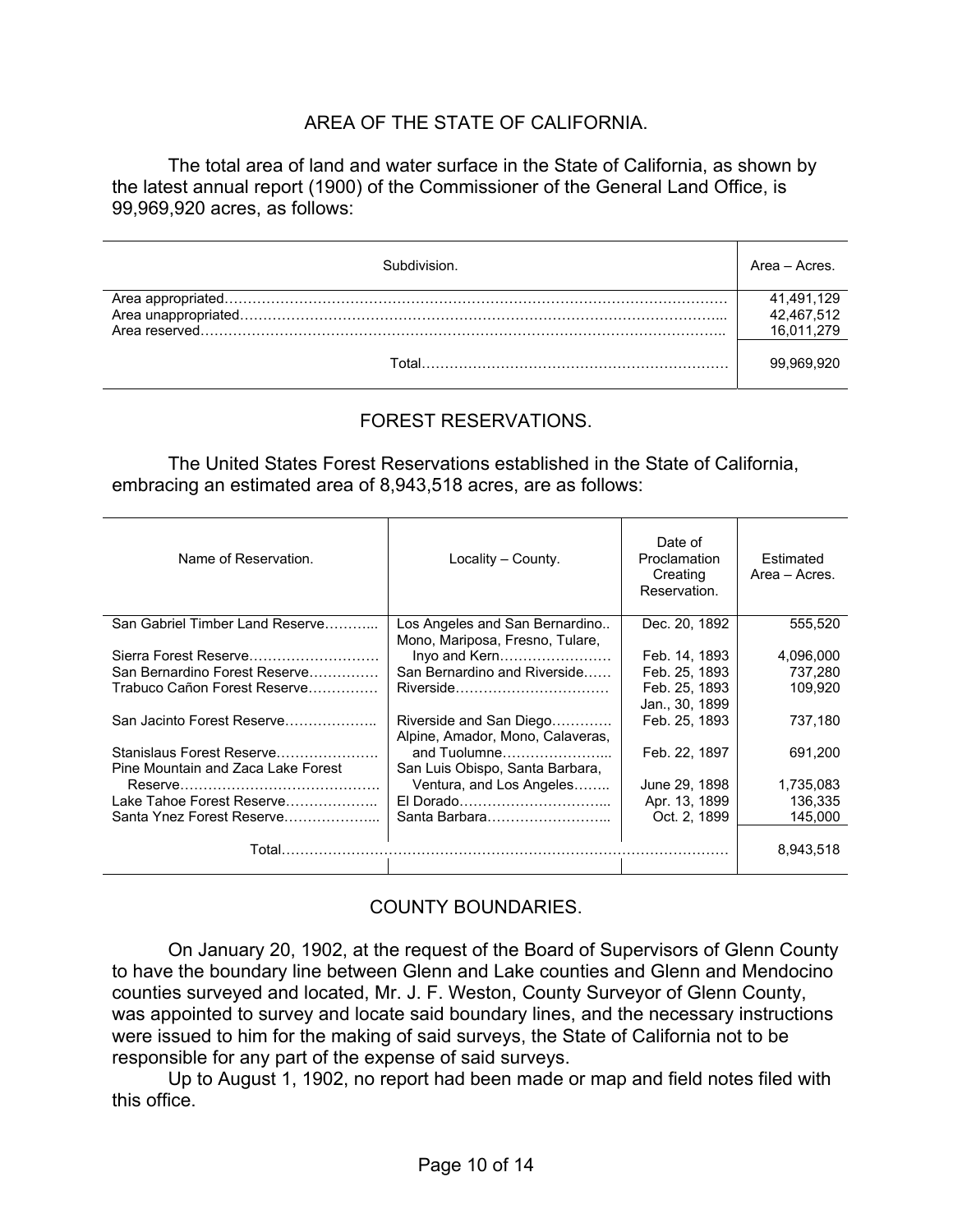## AREA OF THE STATE OF CALIFORNIA.

The total area of land and water surface in the State of California, as shown by the latest annual report (1900) of the Commissioner of the General Land Office, is 99,969,920 acres, as follows:

| Subdivision. | Area – Acres. |
|---|---|
| Area appropriated | 41,491,129 |
| Area unappropriated | 42,467,512 |
| Area reserved | 16,011,279 |
| Total | 99,969,920 |

## FOREST RESERVATIONS.

The United States Forest Reservations established in the State of California, embracing an estimated area of 8,943,518 acres, are as follows:

| Name of Reservation. | Locality – County. | Date of Proclamation Creating Reservation. | Estimated Area – Acres. |
|---|---|---|---|
| San Gabriel Timber Land Reserve | Los Angeles and San Bernardino | Dec. 20, 1892 | 555,520 |
| Sierra Forest Reserve | Mono, Mariposa, Fresno, Tulare, Inyo and Kern | Feb. 14, 1893 | 4,096,000 |
| San Bernardino Forest Reserve | San Bernardino and Riverside | Feb. 25, 1893 | 737,280 |
| Trabuco Cañon Forest Reserve | Riverside | Feb. 25, 1893 Jan., 30, 1899 | 109,920 |
| San Jacinto Forest Reserve | Riverside and San Diego | Feb. 25, 1893 | 737,180 |
| Stanislaus Forest Reserve | Alpine, Amador, Mono, Calaveras, and Tuolumne | Feb. 22, 1897 | 691,200 |
| Pine Mountain and Zaca Lake Forest Reserve | San Luis Obispo, Santa Barbara, Ventura, and Los Angeles | June 29, 1898 | 1,735,083 |
| Lake Tahoe Forest Reserve | El Dorado | Apr. 13, 1899 | 136,335 |
| Santa Ynez Forest Reserve | Santa Barbara | Oct. 2, 1899 | 145,000 |
| Total | | | 8,943,518 |

## COUNTY BOUNDARIES.

On January 20, 1902, at the request of the Board of Supervisors of Glenn County to have the boundary line between Glenn and Lake counties and Glenn and Mendocino counties surveyed and located, Mr. J. F. Weston, County Surveyor of Glenn County, was appointed to survey and locate said boundary lines, and the necessary instructions were issued to him for the making of said surveys, the State of California not to be responsible for any part of the expense of said surveys.

Up to August 1, 1902, no report had been made or map and field notes filed with this office.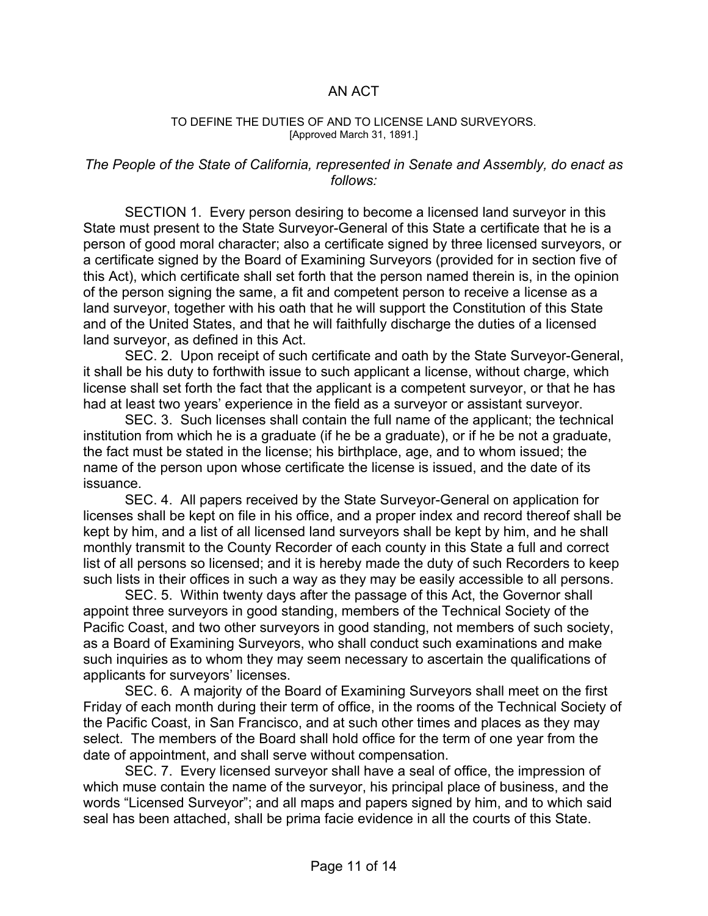# AN ACT

TO DEFINE THE DUTIES OF AND TO LICENSE LAND SURVEYORS.
[Approved March 31, 1891.]

*The People of the State of California, represented in Senate and Assembly, do enact as follows:*

SECTION 1. Every person desiring to become a licensed land surveyor in this State must present to the State Surveyor-General of this State a certificate that he is a person of good moral character; also a certificate signed by three licensed surveyors, or a certificate signed by the Board of Examining Surveyors (provided for in section five of this Act), which certificate shall set forth that the person named therein is, in the opinion of the person signing the same, a fit and competent person to receive a license as a land surveyor, together with his oath that he will support the Constitution of this State and of the United States, and that he will faithfully discharge the duties of a licensed land surveyor, as defined in this Act.

SEC. 2. Upon receipt of such certificate and oath by the State Surveyor-General, it shall be his duty to forthwith issue to such applicant a license, without charge, which license shall set forth the fact that the applicant is a competent surveyor, or that he has had at least two years' experience in the field as a surveyor or assistant surveyor.

SEC. 3. Such licenses shall contain the full name of the applicant; the technical institution from which he is a graduate (if he be a graduate), or if he be not a graduate, the fact must be stated in the license; his birthplace, age, and to whom issued; the name of the person upon whose certificate the license is issued, and the date of its issuance.

SEC. 4. All papers received by the State Surveyor-General on application for licenses shall be kept on file in his office, and a proper index and record thereof shall be kept by him, and a list of all licensed land surveyors shall be kept by him, and he shall monthly transmit to the County Recorder of each county in this State a full and correct list of all persons so licensed; and it is hereby made the duty of such Recorders to keep such lists in their offices in such a way as they may be easily accessible to all persons.

SEC. 5. Within twenty days after the passage of this Act, the Governor shall appoint three surveyors in good standing, members of the Technical Society of the Pacific Coast, and two other surveyors in good standing, not members of such society, as a Board of Examining Surveyors, who shall conduct such examinations and make such inquiries as to whom they may seem necessary to ascertain the qualifications of applicants for surveyors' licenses.

SEC. 6. A majority of the Board of Examining Surveyors shall meet on the first Friday of each month during their term of office, in the rooms of the Technical Society of the Pacific Coast, in San Francisco, and at such other times and places as they may select. The members of the Board shall hold office for the term of one year from the date of appointment, and shall serve without compensation.

SEC. 7. Every licensed surveyor shall have a seal of office, the impression of which muse contain the name of the surveyor, his principal place of business, and the words "Licensed Surveyor"; and all maps and papers signed by him, and to which said seal has been attached, shall be prima facie evidence in all the courts of this State.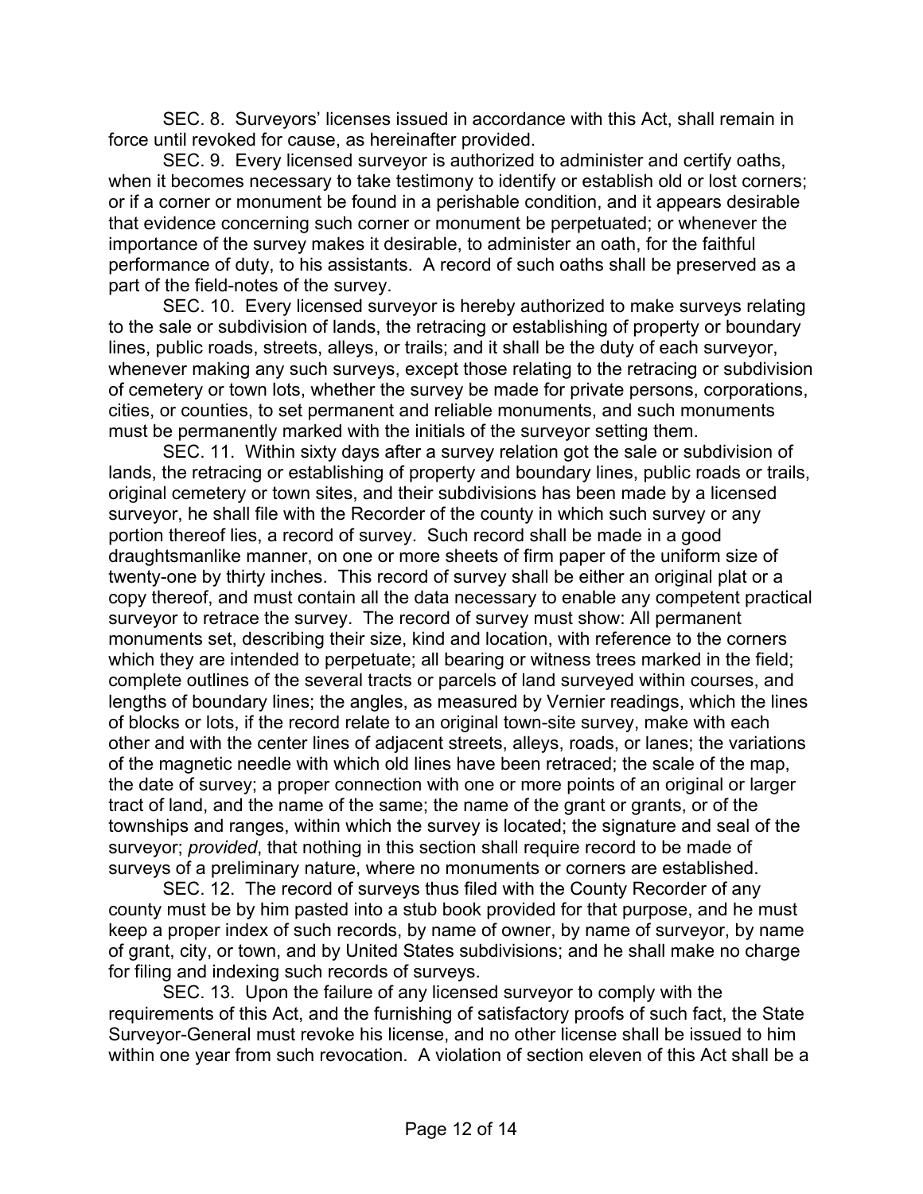SEC. 8. Surveyors' licenses issued in accordance with this Act, shall remain in force until revoked for cause, as hereinafter provided.

SEC. 9. Every licensed surveyor is authorized to administer and certify oaths, when it becomes necessary to take testimony to identify or establish old or lost corners; or if a corner or monument be found in a perishable condition, and it appears desirable that evidence concerning such corner or monument be perpetuated; or whenever the importance of the survey makes it desirable, to administer an oath, for the faithful performance of duty, to his assistants. A record of such oaths shall be preserved as a part of the field-notes of the survey.

SEC. 10. Every licensed surveyor is hereby authorized to make surveys relating to the sale or subdivision of lands, the retracing or establishing of property or boundary lines, public roads, streets, alleys, or trails; and it shall be the duty of each surveyor, whenever making any such surveys, except those relating to the retracing or subdivision of cemetery or town lots, whether the survey be made for private persons, corporations, cities, or counties, to set permanent and reliable monuments, and such monuments must be permanently marked with the initials of the surveyor setting them.

SEC. 11. Within sixty days after a survey relation got the sale or subdivision of lands, the retracing or establishing of property and boundary lines, public roads or trails, original cemetery or town sites, and their subdivisions has been made by a licensed surveyor, he shall file with the Recorder of the county in which such survey or any portion thereof lies, a record of survey. Such record shall be made in a good draughtsmanlike manner, on one or more sheets of firm paper of the uniform size of twenty-one by thirty inches. This record of survey shall be either an original plat or a copy thereof, and must contain all the data necessary to enable any competent practical surveyor to retrace the survey. The record of survey must show: All permanent monuments set, describing their size, kind and location, with reference to the corners which they are intended to perpetuate; all bearing or witness trees marked in the field; complete outlines of the several tracts or parcels of land surveyed within courses, and lengths of boundary lines; the angles, as measured by Vernier readings, which the lines of blocks or lots, if the record relate to an original town-site survey, make with each other and with the center lines of adjacent streets, alleys, roads, or lanes; the variations of the magnetic needle with which old lines have been retraced; the scale of the map, the date of survey; a proper connection with one or more points of an original or larger tract of land, and the name of the same; the name of the grant or grants, or of the townships and ranges, within which the survey is located; the signature and seal of the surveyor; *provided*, that nothing in this section shall require record to be made of surveys of a preliminary nature, where no monuments or corners are established.

SEC. 12. The record of surveys thus filed with the County Recorder of any county must be by him pasted into a stub book provided for that purpose, and he must keep a proper index of such records, by name of owner, by name of surveyor, by name of grant, city, or town, and by United States subdivisions; and he shall make no charge for filing and indexing such records of surveys.

SEC. 13. Upon the failure of any licensed surveyor to comply with the requirements of this Act, and the furnishing of satisfactory proofs of such fact, the State Surveyor-General must revoke his license, and no other license shall be issued to him within one year from such revocation. A violation of section eleven of this Act shall be a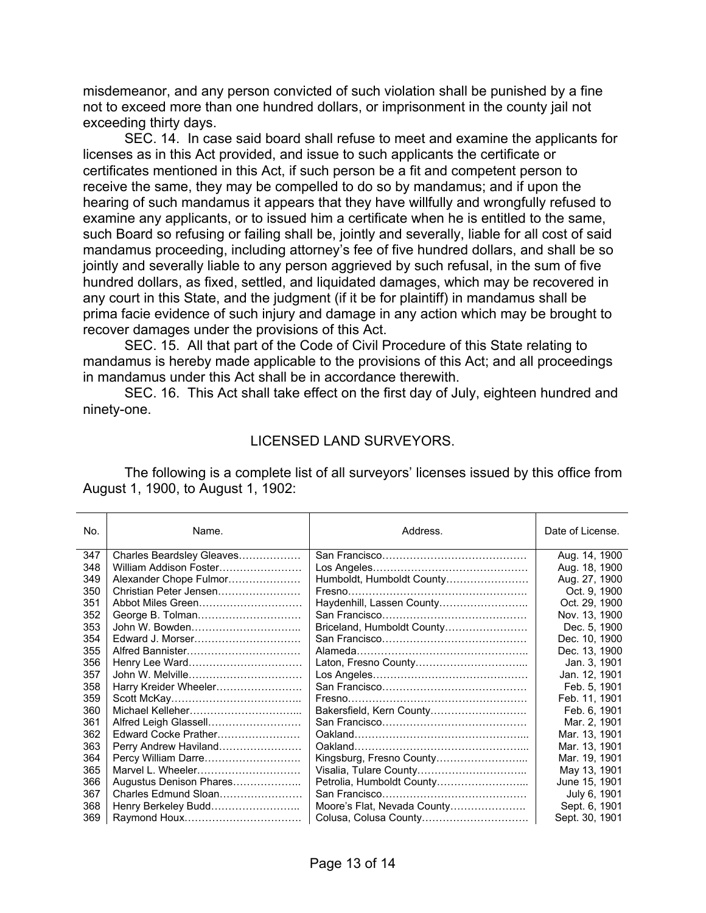misdemeanor, and any person convicted of such violation shall be punished by a fine not to exceed more than one hundred dollars, or imprisonment in the county jail not exceeding thirty days.

SEC. 14. In case said board shall refuse to meet and examine the applicants for licenses as in this Act provided, and issue to such applicants the certificate or certificates mentioned in this Act, if such person be a fit and competent person to receive the same, they may be compelled to do so by mandamus; and if upon the hearing of such mandamus it appears that they have willfully and wrongfully refused to examine any applicants, or to issued him a certificate when he is entitled to the same, such Board so refusing or failing shall be, jointly and severally, liable for all cost of said mandamus proceeding, including attorney's fee of five hundred dollars, and shall be so jointly and severally liable to any person aggrieved by such refusal, in the sum of five hundred dollars, as fixed, settled, and liquidated damages, which may be recovered in any court in this State, and the judgment (if it be for plaintiff) in mandamus shall be prima facie evidence of such injury and damage in any action which may be brought to recover damages under the provisions of this Act.

SEC. 15. All that part of the Code of Civil Procedure of this State relating to mandamus is hereby made applicable to the provisions of this Act; and all proceedings in mandamus under this Act shall be in accordance therewith.

SEC. 16. This Act shall take effect on the first day of July, eighteen hundred and ninety-one.

## LICENSED LAND SURVEYORS.

The following is a complete list of all surveyors' licenses issued by this office from August 1, 1900, to August 1, 1902:

| No. | Name. | Address. | Date of License. |
|---|---|---|---|
| 347 | Charles Beardsley Gleaves | San Francisco | Aug. 14, 1900 |
| 348 | William Addison Foster | Los Angeles | Aug. 18, 1900 |
| 349 | Alexander Chope Fulmor | Humboldt, Humboldt County | Aug. 27, 1900 |
| 350 | Christian Peter Jensen | Fresno | Oct. 9, 1900 |
| 351 | Abbot Miles Green | Haydenhill, Lassen County | Oct. 29, 1900 |
| 352 | George B. Tolman | San Francisco | Nov. 13, 1900 |
| 353 | John W. Bowden | Briceland, Humboldt County | Dec. 5, 1900 |
| 354 | Edward J. Morser | San Francisco | Dec. 10, 1900 |
| 355 | Alfred Bannister | Alameda | Dec. 13, 1900 |
| 356 | Henry Lee Ward | Laton, Fresno County | Jan. 3, 1901 |
| 357 | John W. Melville | Los Angeles | Jan. 12, 1901 |
| 358 | Harry Kreider Wheeler | San Francisco | Feb. 5, 1901 |
| 359 | Scott McKay | Fresno | Feb. 11, 1901 |
| 360 | Michael Kelleher | Bakersfield, Kern County | Feb. 6, 1901 |
| 361 | Alfred Leigh Glassell | San Francisco | Mar. 2, 1901 |
| 362 | Edward Cocke Prather | Oakland | Mar. 13, 1901 |
| 363 | Perry Andrew Haviland | Oakland | Mar. 13, 1901 |
| 364 | Percy William Darre | Kingsburg, Fresno County | Mar. 19, 1901 |
| 365 | Marvel L. Wheeler | Visalia, Tulare County | May 13, 1901 |
| 366 | Augustus Denison Phares | Petrolia, Humboldt County | June 15, 1901 |
| 367 | Charles Edmund Sloan | San Francisco | July 6, 1901 |
| 368 | Henry Berkeley Budd | Moore's Flat, Nevada County | Sept. 6, 1901 |
| 369 | Raymond Houx | Colusa, Colusa County | Sept. 30, 1901 |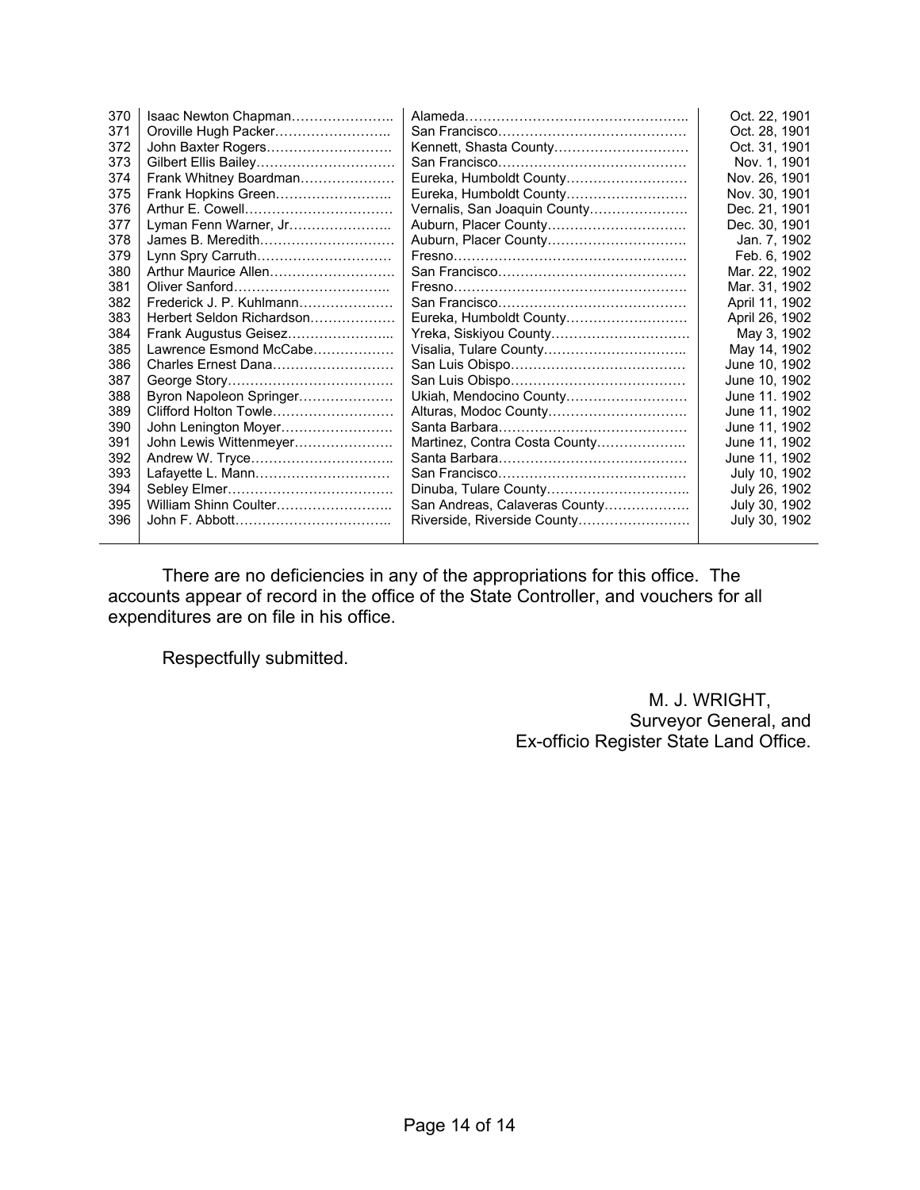| | | | |
|---|---|---|---|
| 370 | Isaac Newton Chapman | Alameda | Oct. 22, 1901 |
| 371 | Oroville Hugh Packer | San Francisco | Oct. 28, 1901 |
| 372 | John Baxter Rogers | Kennett, Shasta County | Oct. 31, 1901 |
| 373 | Gilbert Ellis Bailey | San Francisco | Nov. 1, 1901 |
| 374 | Frank Whitney Boardman | Eureka, Humboldt County | Nov. 26, 1901 |
| 375 | Frank Hopkins Green | Eureka, Humboldt County | Nov. 30, 1901 |
| 376 | Arthur E. Cowell | Vernalis, San Joaquin County | Dec. 21, 1901 |
| 377 | Lyman Fenn Warner, Jr | Auburn, Placer County | Dec. 30, 1901 |
| 378 | James B. Meredith | Auburn, Placer County | Jan. 7, 1902 |
| 379 | Lynn Spry Carruth | Fresno | Feb. 6, 1902 |
| 380 | Arthur Maurice Allen | San Francisco | Mar. 22, 1902 |
| 381 | Oliver Sanford | Fresno | Mar. 31, 1902 |
| 382 | Frederick J. P. Kuhlmann | San Francisco | April 11, 1902 |
| 383 | Herbert Seldon Richardson | Eureka, Humboldt County | April 26, 1902 |
| 384 | Frank Augustus Geisez | Yreka, Siskiyou County | May 3, 1902 |
| 385 | Lawrence Esmond McCabe | Visalia, Tulare County | May 14, 1902 |
| 386 | Charles Ernest Dana | San Luis Obispo | June 10, 1902 |
| 387 | George Story | San Luis Obispo | June 10, 1902 |
| 388 | Byron Napoleon Springer | Ukiah, Mendocino County | June 11. 1902 |
| 389 | Clifford Holton Towle | Alturas, Modoc County | June 11, 1902 |
| 390 | John Lenington Moyer | Santa Barbara | June 11, 1902 |
| 391 | John Lewis Wittenmeyer | Martinez, Contra Costa County | June 11, 1902 |
| 392 | Andrew W. Tryce | Santa Barbara | June 11, 1902 |
| 393 | Lafayette L. Mann | San Francisco | July 10, 1902 |
| 394 | Sebley Elmer | Dinuba, Tulare County | July 26, 1902 |
| 395 | William Shinn Coulter | San Andreas, Calaveras County | July 30, 1902 |
| 396 | John F. Abbott | Riverside, Riverside County | July 30, 1902 |

There are no deficiencies in any of the appropriations for this office. The accounts appear of record in the office of the State Controller, and vouchers for all expenditures are on file in his office.

Respectfully submitted.

M. J. WRIGHT,
Surveyor General, and
Ex-officio Register State Land Office.